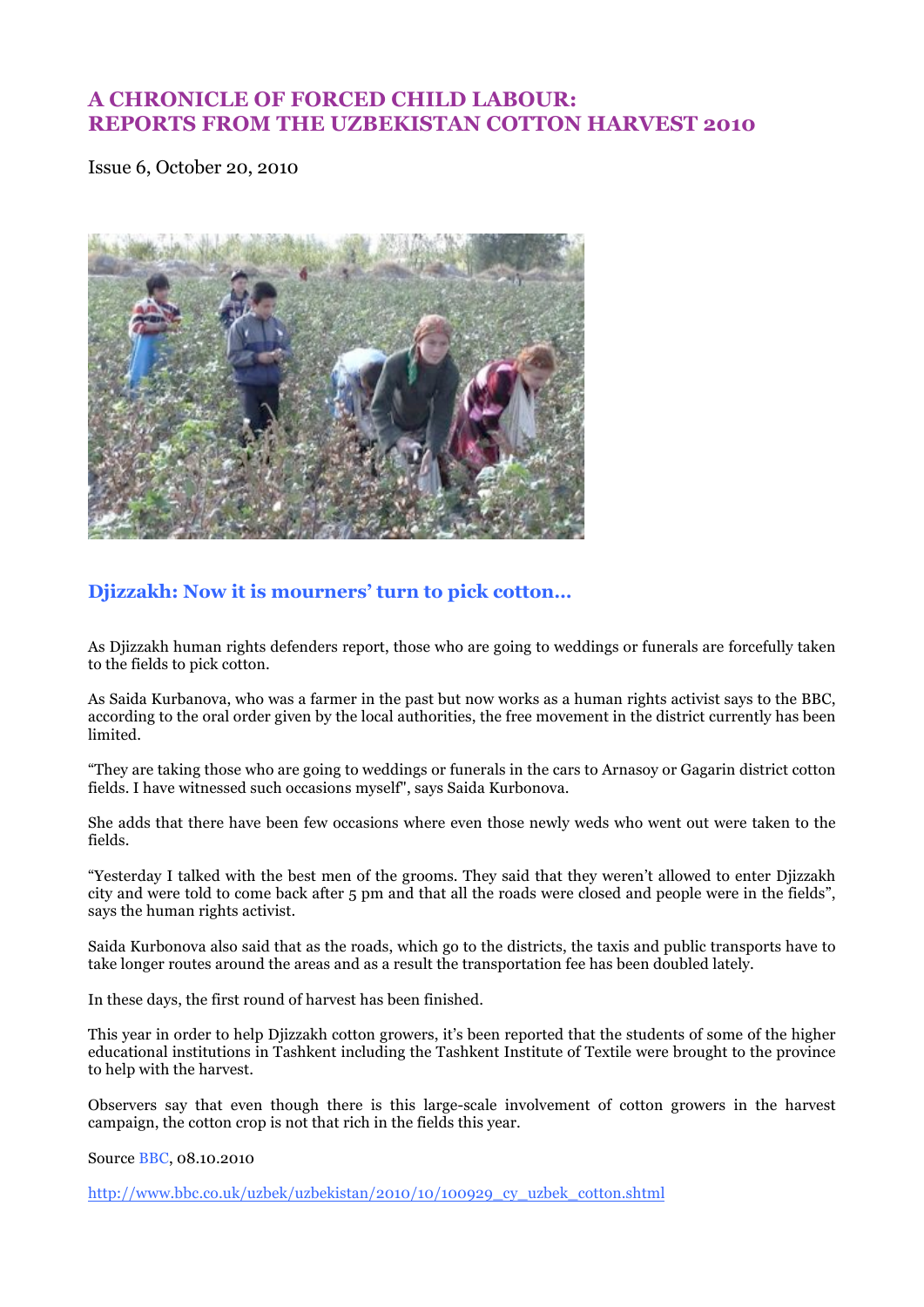# A CHRONICLE OF FORCED CHILD LABOUR: REPORTS FROM THE UZBEKISTAN COTTON HARVEST 2010

Issue 6, October 20, 2010

## Djizzakh: Now it is mourners' turn to pick cotton…

As Djizzakh human rights defenders report, those who are going to weddings or funerals are forcefully taken to the fields to pick cotton.

As Saida Kurbanova, who was a farmer in the past but now works as a human rights activist says to the BBC, according to the oral order given by the local authorities, the free movement in the district currently has been limited.

"They are taking those who are going to weddings or funerals in the cars to Arnasoy or Gagarin district cotton fields. I have witnessed such occasions myself", says Saida Kurbonova.

She adds that there have been few occasions where even those newly weds who went out were taken to the fields.

"Yesterday I talked with the best men of the grooms. They said that they weren't allowed to enter Djizzakh city and were told to come back after 5 pm and that all the roads were closed and people were in the fields", says the human rights activist.

Saida Kurbonova also said that as the roads, which go to the districts, the taxis and public transports have to take longer routes around the areas and as a result the transportation fee has been doubled lately.

In these days, the first round of harvest has been finished.

This year in order to help Djizzakh cotton growers, it's been reported that the students of some of the higher educational institutions in Tashkent including the Tashkent Institute of Textile were brought to the province to help with the harvest.

Observers say that even though there is this large-scale involvement of cotton growers in the harvest campaign, the cotton crop is not that rich in the fields this year.

Source BBC, 08.10.2010

http://www.bbc.co.uk/uzbek/uzbekistan/2010/10/100929_cy_uzbek_cotton.shtml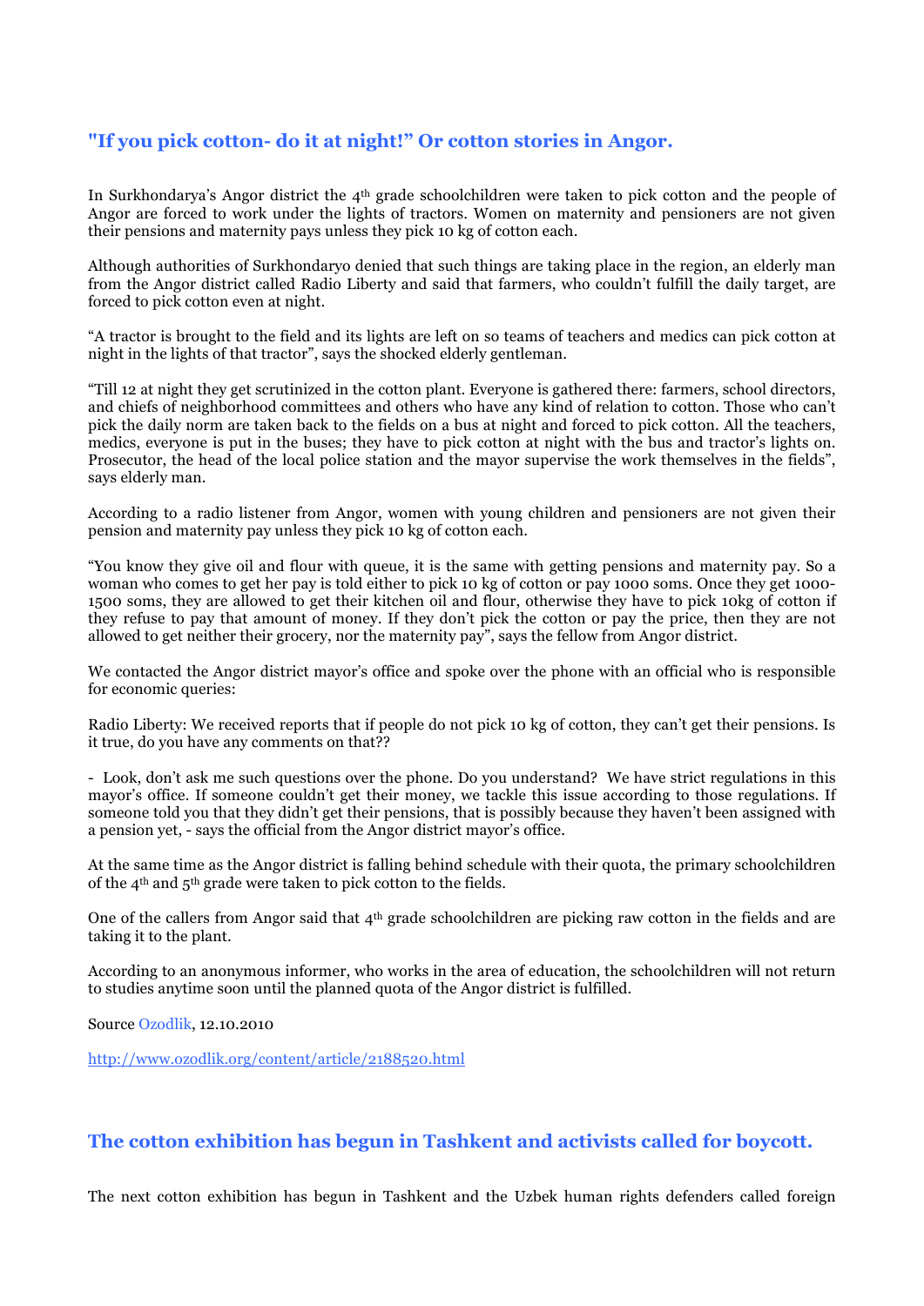## "If you pick cotton- do it at night!" Or cotton stories in Angor.

In Surkhondarya's Angor district the 4th grade schoolchildren were taken to pick cotton and the people of Angor are forced to work under the lights of tractors. Women on maternity and pensioners are not given their pensions and maternity pays unless they pick 10 kg of cotton each.

Although authorities of Surkhondaryo denied that such things are taking place in the region, an elderly man from the Angor district called Radio Liberty and said that farmers, who couldn't fulfill the daily target, are forced to pick cotton even at night.

"A tractor is brought to the field and its lights are left on so teams of teachers and medics can pick cotton at night in the lights of that tractor", says the shocked elderly gentleman.

"Till 12 at night they get scrutinized in the cotton plant. Everyone is gathered there: farmers, school directors, and chiefs of neighborhood committees and others who have any kind of relation to cotton. Those who can't pick the daily norm are taken back to the fields on a bus at night and forced to pick cotton. All the teachers, medics, everyone is put in the buses; they have to pick cotton at night with the bus and tractor's lights on. Prosecutor, the head of the local police station and the mayor supervise the work themselves in the fields", says elderly man.

According to a radio listener from Angor, women with young children and pensioners are not given their pension and maternity pay unless they pick 10 kg of cotton each.

"You know they give oil and flour with queue, it is the same with getting pensions and maternity pay. So a woman who comes to get her pay is told either to pick 10 kg of cotton or pay 1000 soms. Once they get 1000-1500 soms, they are allowed to get their kitchen oil and flour, otherwise they have to pick 10kg of cotton if they refuse to pay that amount of money. If they don't pick the cotton or pay the price, then they are not allowed to get neither their grocery, nor the maternity pay", says the fellow from Angor district.

We contacted the Angor district mayor's office and spoke over the phone with an official who is responsible for economic queries:

Radio Liberty: We received reports that if people do not pick 10 kg of cotton, they can't get their pensions. Is it true, do you have any comments on that??

- Look, don't ask me such questions over the phone. Do you understand? We have strict regulations in this mayor's office. If someone couldn't get their money, we tackle this issue according to those regulations. If someone told you that they didn't get their pensions, that is possibly because they haven't been assigned with a pension yet, - says the official from the Angor district mayor's office.

At the same time as the Angor district is falling behind schedule with their quota, the primary schoolchildren of the 4th and 5th grade were taken to pick cotton to the fields.

One of the callers from Angor said that 4th grade schoolchildren are picking raw cotton in the fields and are taking it to the plant.

According to an anonymous informer, who works in the area of education, the schoolchildren will not return to studies anytime soon until the planned quota of the Angor district is fulfilled.

Source Ozodlik, 12.10.2010

http://www.ozodlik.org/content/article/2188520.html

## The cotton exhibition has begun in Tashkent and activists called for boycott.

The next cotton exhibition has begun in Tashkent and the Uzbek human rights defenders called foreign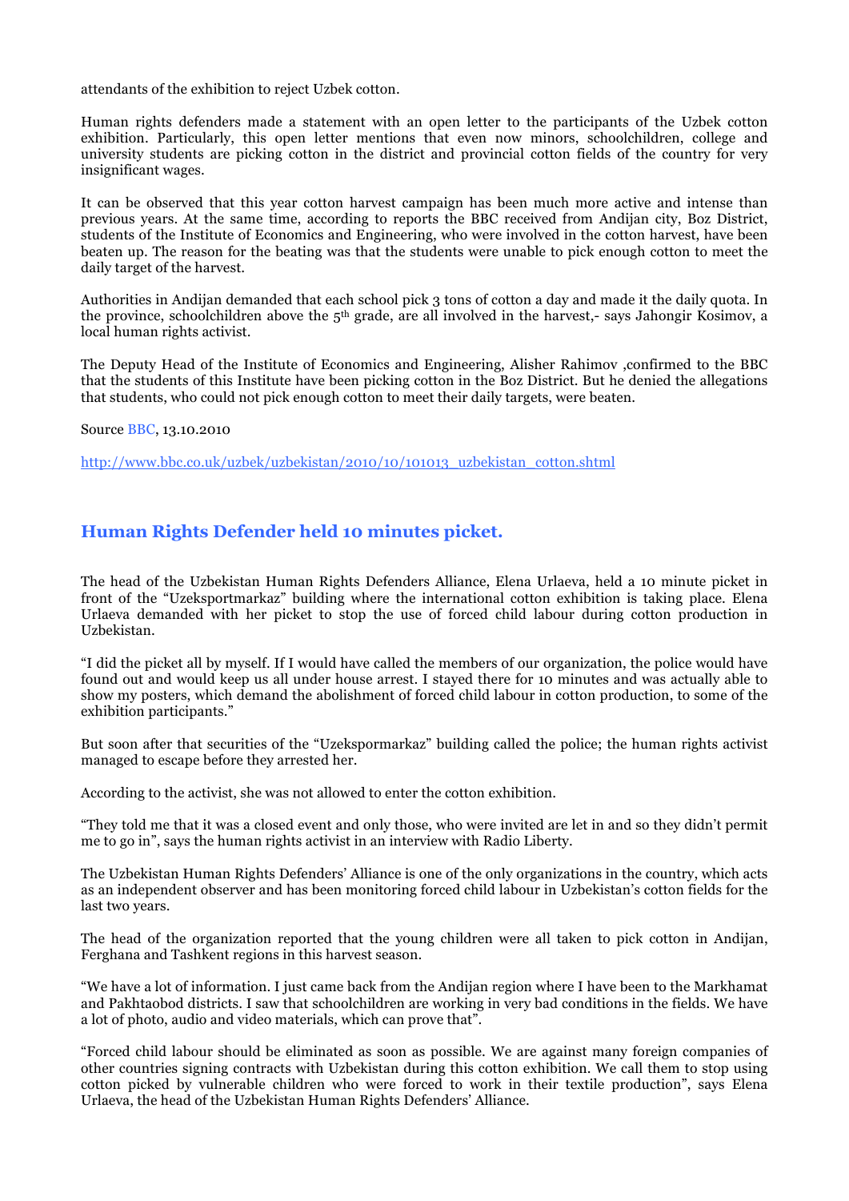attendants of the exhibition to reject Uzbek cotton.

Human rights defenders made a statement with an open letter to the participants of the Uzbek cotton exhibition. Particularly, this open letter mentions that even now minors, schoolchildren, college and university students are picking cotton in the district and provincial cotton fields of the country for very insignificant wages.

It can be observed that this year cotton harvest campaign has been much more active and intense than previous years. At the same time, according to reports the BBC received from Andijan city, Boz District, students of the Institute of Economics and Engineering, who were involved in the cotton harvest, have been beaten up. The reason for the beating was that the students were unable to pick enough cotton to meet the daily target of the harvest.

Authorities in Andijan demanded that each school pick 3 tons of cotton a day and made it the daily quota. In the province, schoolchildren above the 5th grade, are all involved in the harvest,- says Jahongir Kosimov, a local human rights activist.

The Deputy Head of the Institute of Economics and Engineering, Alisher Rahimov ,confirmed to the BBC that the students of this Institute have been picking cotton in the Boz District. But he denied the allegations that students, who could not pick enough cotton to meet their daily targets, were beaten.

Source BBC, 13.10.2010

http://www.bbc.co.uk/uzbek/uzbekistan/2010/10/101013_uzbekistan_cotton.shtml

## Human Rights Defender held 10 minutes picket.

The head of the Uzbekistan Human Rights Defenders Alliance, Elena Urlaeva, held a 10 minute picket in front of the "Uzeksportmarkaz" building where the international cotton exhibition is taking place. Elena Urlaeva demanded with her picket to stop the use of forced child labour during cotton production in Uzbekistan.

"I did the picket all by myself. If I would have called the members of our organization, the police would have found out and would keep us all under house arrest. I stayed there for 10 minutes and was actually able to show my posters, which demand the abolishment of forced child labour in cotton production, to some of the exhibition participants."

But soon after that securities of the "Uzekspormarkaz" building called the police; the human rights activist managed to escape before they arrested her.

According to the activist, she was not allowed to enter the cotton exhibition.

"They told me that it was a closed event and only those, who were invited are let in and so they didn't permit me to go in", says the human rights activist in an interview with Radio Liberty.

The Uzbekistan Human Rights Defenders' Alliance is one of the only organizations in the country, which acts as an independent observer and has been monitoring forced child labour in Uzbekistan's cotton fields for the last two years.

The head of the organization reported that the young children were all taken to pick cotton in Andijan, Ferghana and Tashkent regions in this harvest season.

"We have a lot of information. I just came back from the Andijan region where I have been to the Markhamat and Pakhtaobod districts. I saw that schoolchildren are working in very bad conditions in the fields. We have a lot of photo, audio and video materials, which can prove that".

"Forced child labour should be eliminated as soon as possible. We are against many foreign companies of other countries signing contracts with Uzbekistan during this cotton exhibition. We call them to stop using cotton picked by vulnerable children who were forced to work in their textile production", says Elena Urlaeva, the head of the Uzbekistan Human Rights Defenders' Alliance.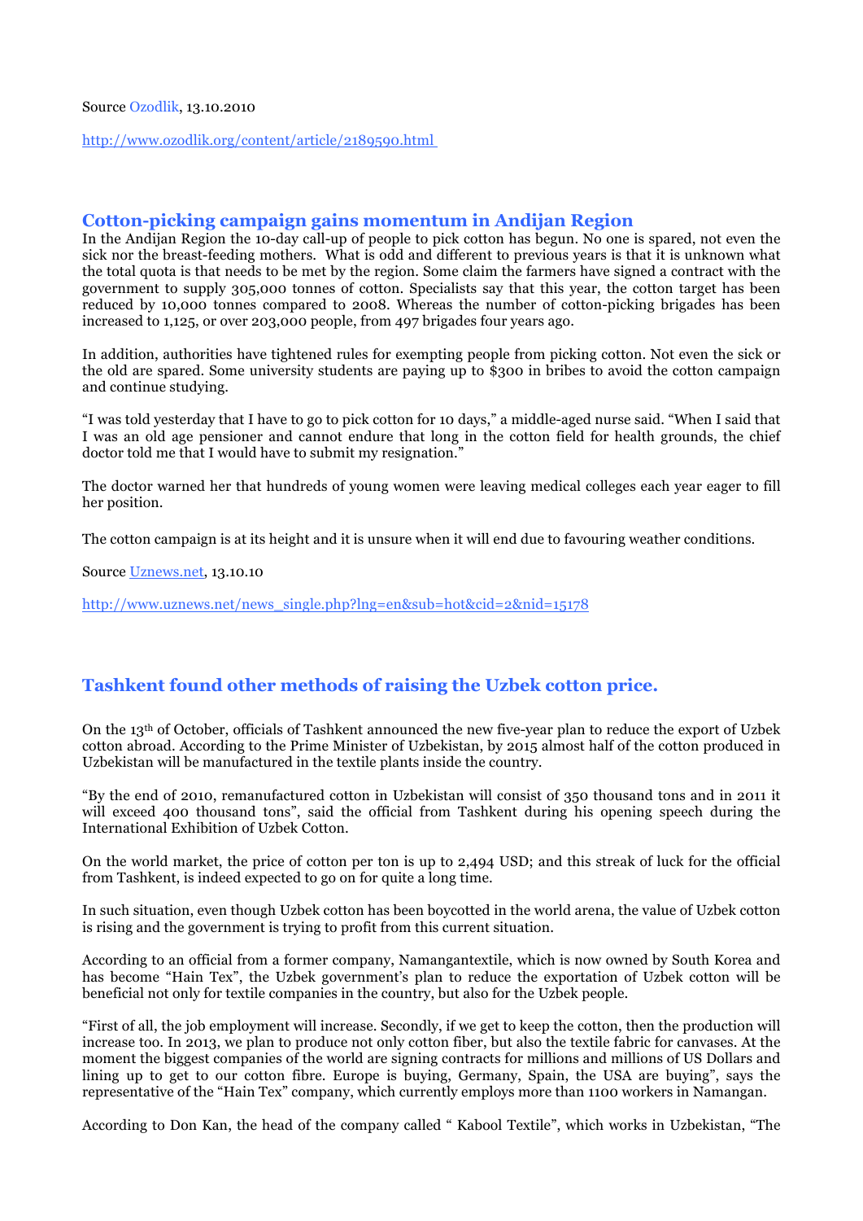Source [Ozodlik](http://www.ozodlik.org/content/article/2189590.html), 13.10.2010

http://www.ozodlik.org/content/article/2189590.html

## Cotton-picking campaign gains momentum in Andijan Region

In the Andijan Region the 10-day call-up of people to pick cotton has begun. No one is spared, not even the sick nor the breast-feeding mothers. What is odd and different to previous years is that it is unknown what the total quota is that needs to be met by the region. Some claim the farmers have signed a contract with the government to supply 305,000 tonnes of cotton. Specialists say that this year, the cotton target has been reduced by 10,000 tonnes compared to 2008. Whereas the number of cotton-picking brigades has been increased to 1,125, or over 203,000 people, from 497 brigades four years ago.

In addition, authorities have tightened rules for exempting people from picking cotton. Not even the sick or the old are spared. Some university students are paying up to $300 in bribes to avoid the cotton campaign and continue studying.

"I was told yesterday that I have to go to pick cotton for 10 days," a middle-aged nurse said. "When I said that I was an old age pensioner and cannot endure that long in the cotton field for health grounds, the chief doctor told me that I would have to submit my resignation."

The doctor warned her that hundreds of young women were leaving medical colleges each year eager to fill her position.

The cotton campaign is at its height and it is unsure when it will end due to favouring weather conditions.

Source [Uznews.net](http://www.uznews.net/news_single.php?lng=en&sub=hot&cid=2&nid=15178), 13.10.10

http://www.uznews.net/news_single.php?lng=en&sub=hot&cid=2&nid=15178

## Tashkent found other methods of raising the Uzbek cotton price.

On the 13th of October, officials of Tashkent announced the new five-year plan to reduce the export of Uzbek cotton abroad. According to the Prime Minister of Uzbekistan, by 2015 almost half of the cotton produced in Uzbekistan will be manufactured in the textile plants inside the country.

"By the end of 2010, remanufactured cotton in Uzbekistan will consist of 350 thousand tons and in 2011 it will exceed 400 thousand tons", said the official from Tashkent during his opening speech during the International Exhibition of Uzbek Cotton.

On the world market, the price of cotton per ton is up to 2,494 USD; and this streak of luck for the official from Tashkent, is indeed expected to go on for quite a long time.

In such situation, even though Uzbek cotton has been boycotted in the world arena, the value of Uzbek cotton is rising and the government is trying to profit from this current situation.

According to an official from a former company, Namangantextile, which is now owned by South Korea and has become "Hain Tex", the Uzbek government's plan to reduce the exportation of Uzbek cotton will be beneficial not only for textile companies in the country, but also for the Uzbek people.

"First of all, the job employment will increase. Secondly, if we get to keep the cotton, then the production will increase too. In 2013, we plan to produce not only cotton fiber, but also the textile fabric for canvases. At the moment the biggest companies of the world are signing contracts for millions and millions of US Dollars and lining up to get to our cotton fibre. Europe is buying, Germany, Spain, the USA are buying", says the representative of the "Hain Tex" company, which currently employs more than 1100 workers in Namangan.

According to Don Kan, the head of the company called " Kabool Textile", which works in Uzbekistan, "The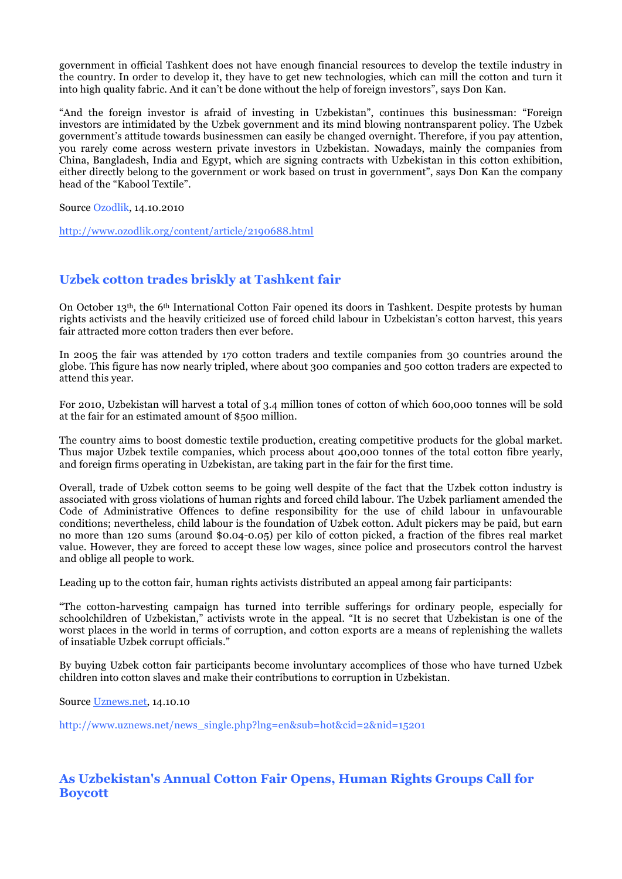government in official Tashkent does not have enough financial resources to develop the textile industry in the country. In order to develop it, they have to get new technologies, which can mill the cotton and turn it into high quality fabric. And it can't be done without the help of foreign investors", says Don Kan.

"And the foreign investor is afraid of investing in Uzbekistan", continues this businessman: "Foreign investors are intimidated by the Uzbek government and its mind blowing nontransparent policy. The Uzbek government's attitude towards businessmen can easily be changed overnight. Therefore, if you pay attention, you rarely come across western private investors in Uzbekistan. Nowadays, mainly the companies from China, Bangladesh, India and Egypt, which are signing contracts with Uzbekistan in this cotton exhibition, either directly belong to the government or work based on trust in government", says Don Kan the company head of the "Kabool Textile".

Source Ozodlik, 14.10.2010

http://www.ozodlik.org/content/article/2190688.html

## Uzbek cotton trades briskly at Tashkent fair

On October 13th, the 6th International Cotton Fair opened its doors in Tashkent. Despite protests by human rights activists and the heavily criticized use of forced child labour in Uzbekistan's cotton harvest, this years fair attracted more cotton traders then ever before.

In 2005 the fair was attended by 170 cotton traders and textile companies from 30 countries around the globe. This figure has now nearly tripled, where about 300 companies and 500 cotton traders are expected to attend this year.

For 2010, Uzbekistan will harvest a total of 3.4 million tones of cotton of which 600,000 tonnes will be sold at the fair for an estimated amount of $500 million.

The country aims to boost domestic textile production, creating competitive products for the global market. Thus major Uzbek textile companies, which process about 400,000 tonnes of the total cotton fibre yearly, and foreign firms operating in Uzbekistan, are taking part in the fair for the first time.

Overall, trade of Uzbek cotton seems to be going well despite of the fact that the Uzbek cotton industry is associated with gross violations of human rights and forced child labour. The Uzbek parliament amended the Code of Administrative Offences to define responsibility for the use of child labour in unfavourable conditions; nevertheless, child labour is the foundation of Uzbek cotton. Adult pickers may be paid, but earn no more than 120 sums (around $0.04-0.05) per kilo of cotton picked, a fraction of the fibres real market value. However, they are forced to accept these low wages, since police and prosecutors control the harvest and oblige all people to work.

Leading up to the cotton fair, human rights activists distributed an appeal among fair participants:

"The cotton-harvesting campaign has turned into terrible sufferings for ordinary people, especially for schoolchildren of Uzbekistan," activists wrote in the appeal. "It is no secret that Uzbekistan is one of the worst places in the world in terms of corruption, and cotton exports are a means of replenishing the wallets of insatiable Uzbek corrupt officials."

By buying Uzbek cotton fair participants become involuntary accomplices of those who have turned Uzbek children into cotton slaves and make their contributions to corruption in Uzbekistan.

Source Uznews.net, 14.10.10

http://www.uznews.net/news_single.php?lng=en&sub=hot&cid=2&nid=15201

## As Uzbekistan's Annual Cotton Fair Opens, Human Rights Groups Call for Boycott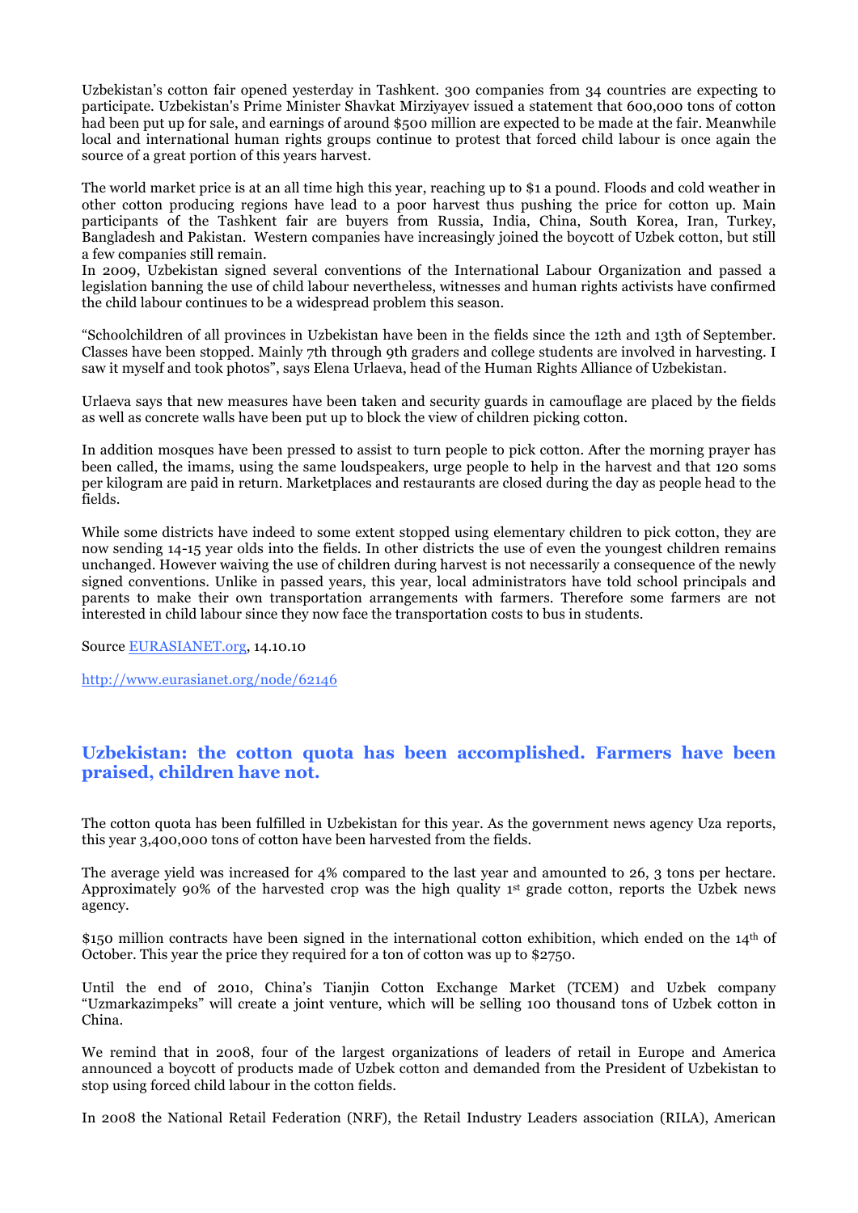Uzbekistan's cotton fair opened yesterday in Tashkent. 300 companies from 34 countries are expecting to participate. Uzbekistan's Prime Minister Shavkat Mirziyayev issued a statement that 600,000 tons of cotton had been put up for sale, and earnings of around $500 million are expected to be made at the fair. Meanwhile local and international human rights groups continue to protest that forced child labour is once again the source of a great portion of this years harvest.

The world market price is at an all time high this year, reaching up to $1 a pound. Floods and cold weather in other cotton producing regions have lead to a poor harvest thus pushing the price for cotton up. Main participants of the Tashkent fair are buyers from Russia, India, China, South Korea, Iran, Turkey, Bangladesh and Pakistan. Western companies have increasingly joined the boycott of Uzbek cotton, but still a few companies still remain.

In 2009, Uzbekistan signed several conventions of the International Labour Organization and passed a legislation banning the use of child labour nevertheless, witnesses and human rights activists have confirmed the child labour continues to be a widespread problem this season.

"Schoolchildren of all provinces in Uzbekistan have been in the fields since the 12th and 13th of September. Classes have been stopped. Mainly 7th through 9th graders and college students are involved in harvesting. I saw it myself and took photos", says Elena Urlaeva, head of the Human Rights Alliance of Uzbekistan.

Urlaeva says that new measures have been taken and security guards in camouflage are placed by the fields as well as concrete walls have been put up to block the view of children picking cotton.

In addition mosques have been pressed to assist to turn people to pick cotton. After the morning prayer has been called, the imams, using the same loudspeakers, urge people to help in the harvest and that 120 soms per kilogram are paid in return. Marketplaces and restaurants are closed during the day as people head to the fields.

While some districts have indeed to some extent stopped using elementary children to pick cotton, they are now sending 14-15 year olds into the fields. In other districts the use of even the youngest children remains unchanged. However waiving the use of children during harvest is not necessarily a consequence of the newly signed conventions. Unlike in passed years, this year, local administrators have told school principals and parents to make their own transportation arrangements with farmers. Therefore some farmers are not interested in child labour since they now face the transportation costs to bus in students.

Source [EURASIANET.org](http://www.eurasianet.org/node/62146), 14.10.10

http://www.eurasianet.org/node/62146

## Uzbekistan: the cotton quota has been accomplished. Farmers have been praised, children have not.

The cotton quota has been fulfilled in Uzbekistan for this year. As the government news agency Uza reports, this year 3,400,000 tons of cotton have been harvested from the fields.

The average yield was increased for 4% compared to the last year and amounted to 26, 3 tons per hectare. Approximately 90% of the harvested crop was the high quality 1st grade cotton, reports the Uzbek news agency.

$150 million contracts have been signed in the international cotton exhibition, which ended on the 14th of October. This year the price they required for a ton of cotton was up to $2750.

Until the end of 2010, China's Tianjin Cotton Exchange Market (TCEM) and Uzbek company "Uzmarkazimpeks" will create a joint venture, which will be selling 100 thousand tons of Uzbek cotton in China.

We remind that in 2008, four of the largest organizations of leaders of retail in Europe and America announced a boycott of products made of Uzbek cotton and demanded from the President of Uzbekistan to stop using forced child labour in the cotton fields.

In 2008 the National Retail Federation (NRF), the Retail Industry Leaders association (RILA), American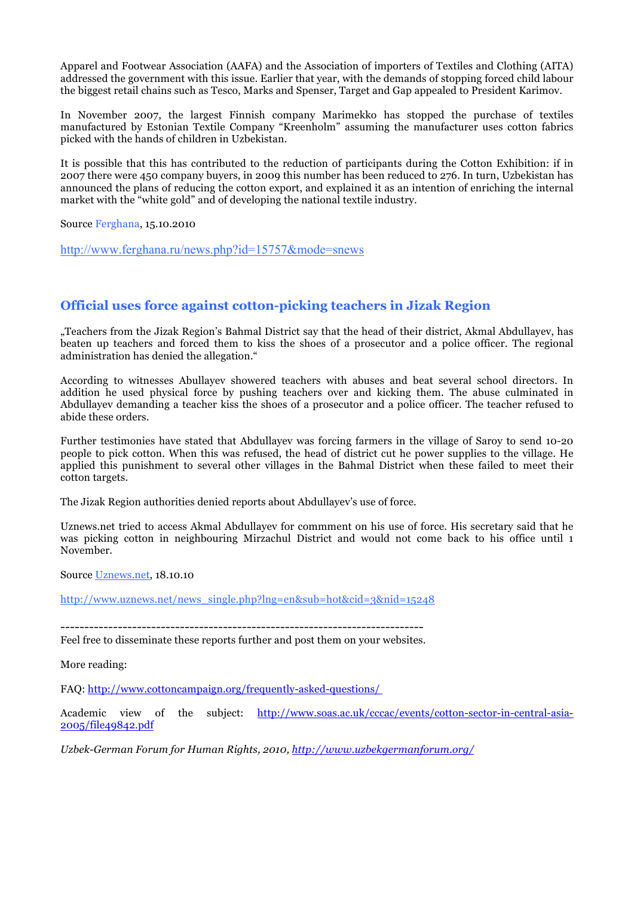Apparel and Footwear Association (AAFA) and the Association of importers of Textiles and Clothing (AITA) addressed the government with this issue. Earlier that year, with the demands of stopping forced child labour the biggest retail chains such as Tesco, Marks and Spenser, Target and Gap appealed to President Karimov.

In November 2007, the largest Finnish company Marimekko has stopped the purchase of textiles manufactured by Estonian Textile Company "Kreenholm" assuming the manufacturer uses cotton fabrics picked with the hands of children in Uzbekistan.

It is possible that this has contributed to the reduction of participants during the Cotton Exhibition: if in 2007 there were 450 company buyers, in 2009 this number has been reduced to 276. In turn, Uzbekistan has announced the plans of reducing the cotton export, and explained it as an intention of enriching the internal market with the "white gold" and of developing the national textile industry.

Source Ferghana, 15.10.2010

http://www.ferghana.ru/news.php?id=15757&mode=snews

## Official uses force against cotton-picking teachers in Jizak Region

„Teachers from the Jizak Region's Bahmal District say that the head of their district, Akmal Abdullayev, has beaten up teachers and forced them to kiss the shoes of a prosecutor and a police officer. The regional administration has denied the allegation."

According to witnesses Abullayev showered teachers with abuses and beat several school directors. In addition he used physical force by pushing teachers over and kicking them. The abuse culminated in Abdullayev demanding a teacher kiss the shoes of a prosecutor and a police officer. The teacher refused to abide these orders.

Further testimonies have stated that Abdullayev was forcing farmers in the village of Saroy to send 10-20 people to pick cotton. When this was refused, the head of district cut he power supplies to the village. He applied this punishment to several other villages in the Bahmal District when these failed to meet their cotton targets.

The Jizak Region authorities denied reports about Abdullayev's use of force.

Uznews.net tried to access Akmal Abdullayev for commment on his use of force. His secretary said that he was picking cotton in neighbouring Mirzachul District and would not come back to his office until 1 November.

Source Uznews.net, 18.10.10

http://www.uznews.net/news_single.php?lng=en&sub=hot&cid=3&nid=15248

---

Feel free to disseminate these reports further and post them on your websites.

More reading:

FAQ: http://www.cottoncampaign.org/frequently-asked-questions/

Academic view of the subject: http://www.soas.ac.uk/cccac/events/cotton-sector-in-central-asia-2005/file49842.pdf

*Uzbek-German Forum for Human Rights, 2010, http://www.uzbekgermanforum.org/*